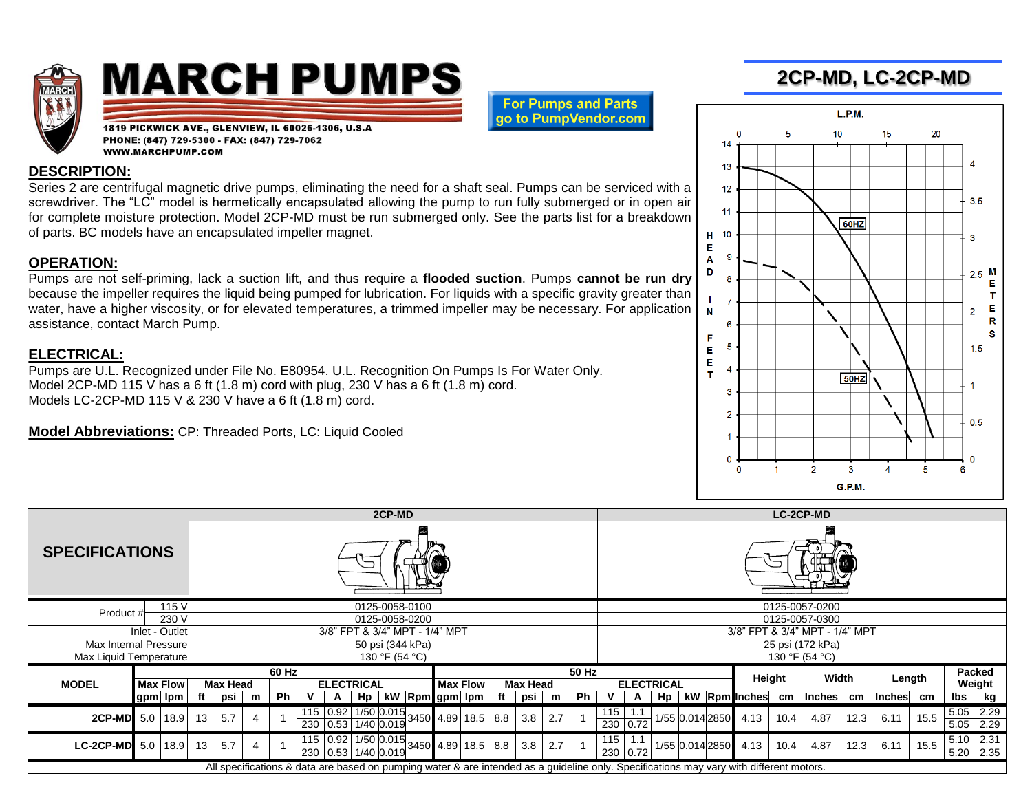# MARCH PUMPS

1819 PICKWICK AVE., GLENVIEW, IL 60026-1306, U.S.A
PHONE: (847) 729-5300 - FAX: (847) 729-7062
WWW.MARCHPUMP.COM

For Pumps and Parts go to PumpVendor.com

## 2CP-MD, LC-2CP-MD

## DESCRIPTION:

Series 2 are centrifugal magnetic drive pumps, eliminating the need for a shaft seal. Pumps can be serviced with a screwdriver. The "LC" model is hermetically encapsulated allowing the pump to run fully submerged or in open air for complete moisture protection. Model 2CP-MD must be run submerged only. See the parts list for a breakdown of parts. BC models have an encapsulated impeller magnet.

## OPERATION:

Pumps are not self-priming, lack a suction lift, and thus require a **flooded suction**. Pumps **cannot be run dry** because the impeller requires the liquid being pumped for lubrication. For liquids with a specific gravity greater than water, have a higher viscosity, or for elevated temperatures, a trimmed impeller may be necessary. For application assistance, contact March Pump.

## ELECTRICAL:

Pumps are U.L. Recognized under File No. E80954. U.L. Recognition On Pumps Is For Water Only.
Model 2CP-MD 115 V has a 6 ft (1.8 m) cord with plug, 230 V has a 6 ft (1.8 m) cord.
Models LC-2CP-MD 115 V & 230 V have a 6 ft (1.8 m) cord.

**Model Abbreviations:** CP: Threaded Ports, LC: Liquid Cooled

| SPECIFICATIONS | | 2CP-MD | LC-2CP-MD |
|---|---|---|---|
| Product # | 115 V | 0125-0058-0100 | 0125-0057-0200 |
| | 230 V | 0125-0058-0200 | 0125-0057-0300 |
| Inlet - Outlet | | 3/8" FPT & 3/4" MPT - 1/4" MPT | 3/8" FPT & 3/4" MPT - 1/4" MPT |
| Max Internal Pressure | | 50 psi (344 kPa) | 25 psi (172 kPa) |
| Max Liquid Temperature | | 130 °F (54 °C) | 130 °F (54 °C) |

| MODEL | 60 Hz | | | | | | | | | | | 50 Hz | | | | | | | | | | | Height | | Width | | Length | | Packed Weight | |
|---|---|---|---|---|---|---|---|---|---|---|---|---|---|---|---|---|---|---|---|---|---|---|---|---|---|---|---|---|---|---|
| | Max Flow | | Max Head | | | ELECTRICAL | | | | | | Max Flow | | Max Head | | | ELECTRICAL | | | | | | | | | | | | | |
| | gpm | lpm | ft | psi | m | Ph | V | A | Hp | kW | Rpm | gpm | lpm | ft | psi | m | Ph | V | A | Hp | kW | Rpm | Inches | cm | Inches | cm | Inches | cm | lbs | kg |
| 2CP-MD | 5.0 | 18.9 | 13 | 5.7 | 4 | 1 | 115 | 0.92 | 1/50 | 0.015 | 3450 | 4.89 | 18.5 | 8.8 | 3.8 | 2.7 | 1 | 115 | 1.1 | 1/55 | 0.014 | 2850 | 4.13 | 10.4 | 4.87 | 12.3 | 6.11 | 15.5 | 5.05 | 2.29 |
| | | | | | | | 230 | 0.53 | 1/40 | 0.019 | | | | | | | | 230 | 0.72 | | | | | | | | | | 5.05 | 2.29 |
| LC-2CP-MD | 5.0 | 18.9 | 13 | 5.7 | 4 | 1 | 115 | 0.92 | 1/50 | 0.015 | 3450 | 4.89 | 18.5 | 8.8 | 3.8 | 2.7 | 1 | 115 | 1.1 | 1/55 | 0.014 | 2850 | 4.13 | 10.4 | 4.87 | 12.3 | 6.11 | 15.5 | 5.10 | 2.31 |
| | | | | | | | 230 | 0.53 | 1/40 | 0.019 | | | | | | | | 230 | 0.72 | | | | | | | | | | 5.20 | 2.35 |

All specifications & data are based on pumping water & are intended as a guideline only. Specifications may vary with different motors.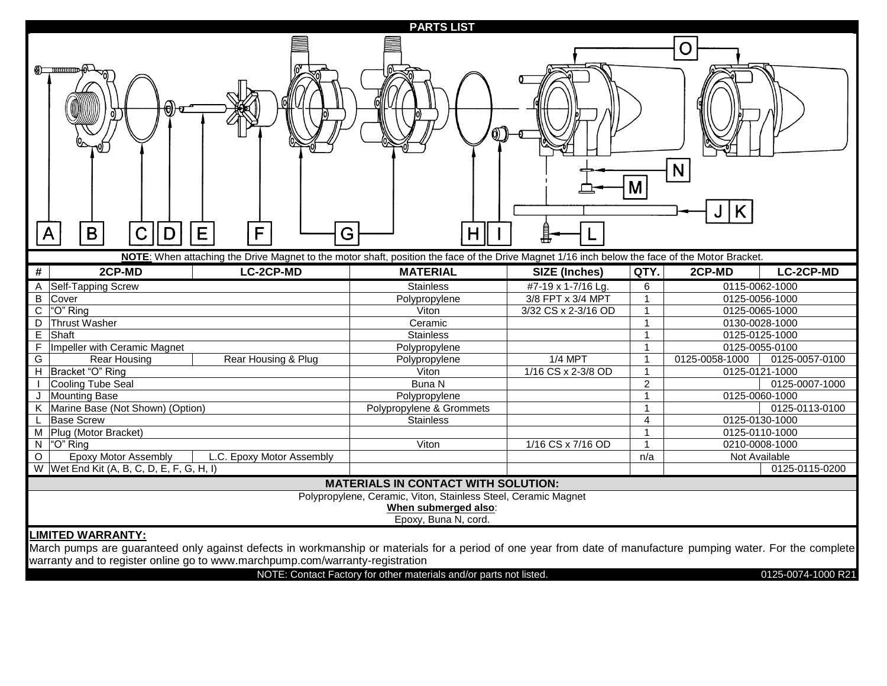## PARTS LIST

A B C D E F G H I J K L M N O

**NOTE**: When attaching the Drive Magnet to the motor shaft, position the face of the Drive Magnet 1/16 inch below the face of the Motor Bracket.

| # | 2CP-MD | LC-2CP-MD | MATERIAL | SIZE (Inches) | QTY. | 2CP-MD | LC-2CP-MD |
|---|---|---|---|---|---|---|---|
| A | Self-Tapping Screw | | Stainless | #7-19 x 1-7/16 Lg. | 6 | 0115-0062-1000 | |
| B | Cover | | Polypropylene | 3/8 FPT x 3/4 MPT | 1 | 0125-0056-1000 | |
| C | "O" Ring | | Viton | 3/32 CS x 2-3/16 OD | 1 | 0125-0065-1000 | |
| D | Thrust Washer | | Ceramic | | 1 | 0130-0028-1000 | |
| E | Shaft | | Stainless | | 1 | 0125-0125-1000 | |
| F | Impeller with Ceramic Magnet | | Polypropylene | | 1 | 0125-0055-0100 | |
| G | Rear Housing | Rear Housing & Plug | Polypropylene | 1/4 MPT | 1 | 0125-0058-1000 | 0125-0057-0100 |
| H | Bracket "O" Ring | | Viton | 1/16 CS x 2-3/8 OD | 1 | 0125-0121-1000 | |
| I | Cooling Tube Seal | | Buna N | | 2 | | 0125-0007-1000 |
| J | Mounting Base | | Polypropylene | | 1 | 0125-0060-1000 | |
| K | Marine Base (Not Shown) (Option) | | Polypropylene & Grommets | | 1 | | 0125-0113-0100 |
| L | Base Screw | | Stainless | | 4 | 0125-0130-1000 | |
| M | Plug (Motor Bracket) | | | | 1 | 0125-0110-1000 | |
| N | "O" Ring | | Viton | 1/16 CS x 7/16 OD | 1 | 0210-0008-1000 | |
| O | Epoxy Motor Assembly | L.C. Epoxy Motor Assembly | | | n/a | Not Available | |
| W | Wet End Kit (A, B, C, D, E, F, G, H, I) | | | | | | 0125-0115-0200 |

**MATERIALS IN CONTACT WITH SOLUTION:**

Polypropylene, Ceramic, Viton, Stainless Steel, Ceramic Magnet

**When submerged also**:

Epoxy, Buna N, cord.

**LIMITED WARRANTY:**

March pumps are guaranteed only against defects in workmanship or materials for a period of one year from date of manufacture pumping water. For the complete warranty and to register online go to www.marchpump.com/warranty-registration

NOTE: Contact Factory for other materials and/or parts not listed.

0125-0074-1000 R21